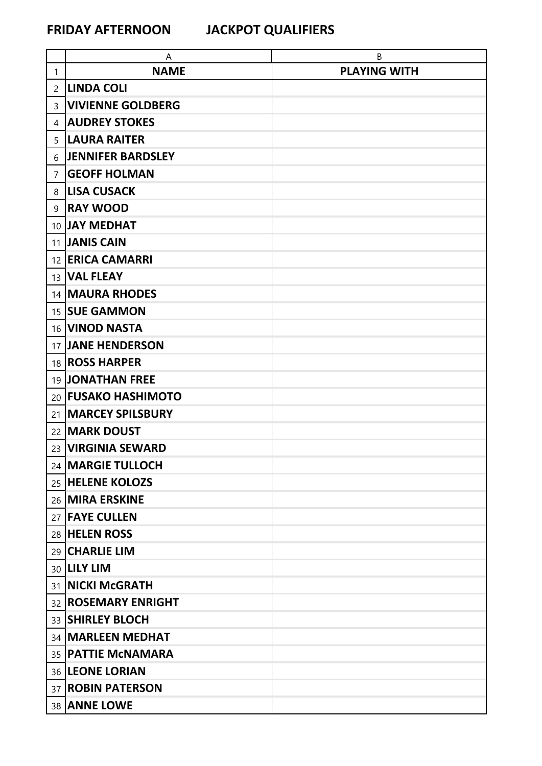**FRIDAY AFTERNOON JACKPOT QUALIFIERS**

| | A | B |
|---|---|---|
| 1 | **NAME** | **PLAYING WITH** |
| 2 | **LINDA COLI** | |
| 3 | **VIVIENNE GOLDBERG** | |
| 4 | **AUDREY STOKES** | |
| 5 | **LAURA RAITER** | |
| 6 | **JENNIFER BARDSLEY** | |
| 7 | **GEOFF HOLMAN** | |
| 8 | **LISA CUSACK** | |
| 9 | **RAY WOOD** | |
| 10 | **JAY MEDHAT** | |
| 11 | **JANIS CAIN** | |
| 12 | **ERICA CAMARRI** | |
| 13 | **VAL FLEAY** | |
| 14 | **MAURA RHODES** | |
| 15 | **SUE GAMMON** | |
| 16 | **VINOD NASTA** | |
| 17 | **JANE HENDERSON** | |
| 18 | **ROSS HARPER** | |
| 19 | **JONATHAN FREE** | |
| 20 | **FUSAKO HASHIMOTO** | |
| 21 | **MARCEY SPILSBURY** | |
| 22 | **MARK DOUST** | |
| 23 | **VIRGINIA SEWARD** | |
| 24 | **MARGIE TULLOCH** | |
| 25 | **HELENE KOLOZS** | |
| 26 | **MIRA ERSKINE** | |
| 27 | **FAYE CULLEN** | |
| 28 | **HELEN ROSS** | |
| 29 | **CHARLIE LIM** | |
| 30 | **LILY LIM** | |
| 31 | **NICKI McGRATH** | |
| 32 | **ROSEMARY ENRIGHT** | |
| 33 | **SHIRLEY BLOCH** | |
| 34 | **MARLEEN MEDHAT** | |
| 35 | **PATTIE McNAMARA** | |
| 36 | **LEONE LORIAN** | |
| 37 | **ROBIN PATERSON** | |
| 38 | **ANNE LOWE** | |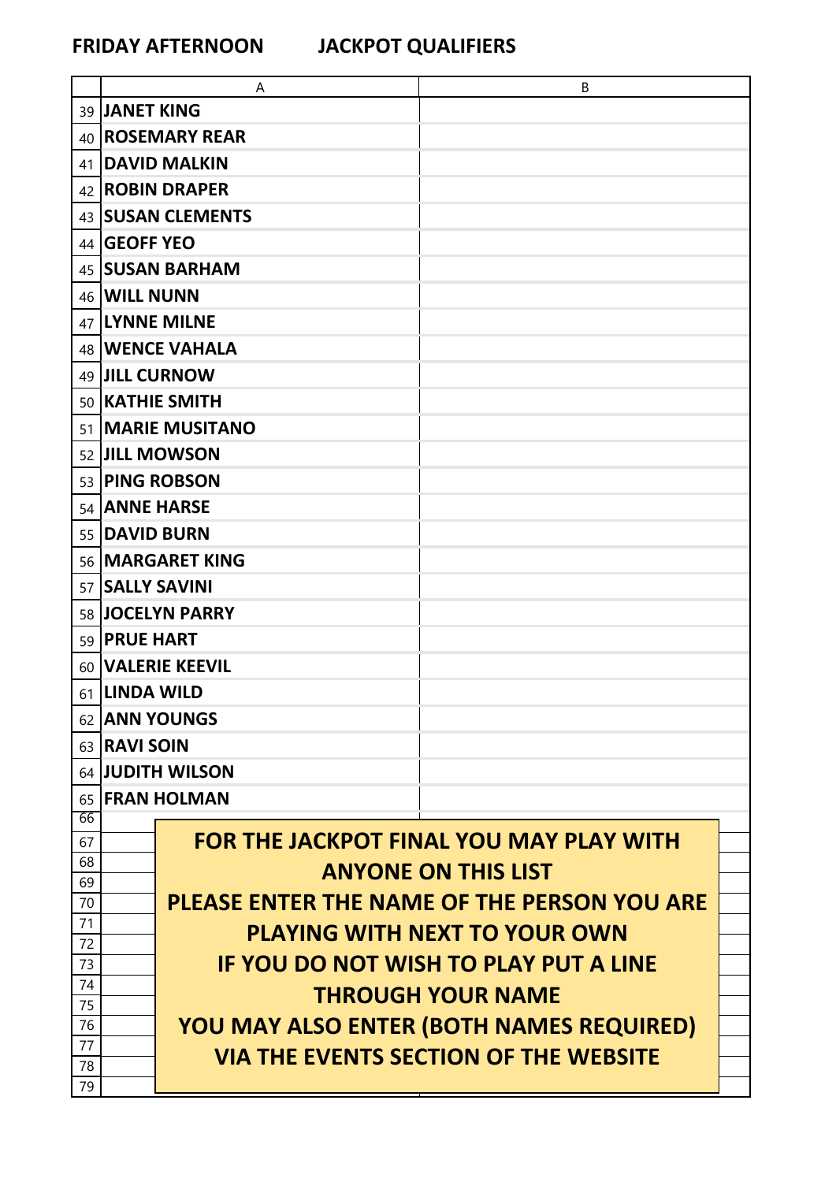**FRIDAY AFTERNOON JACKPOT QUALIFIERS**

| | A | B |
|---|---|---|
| 39 | **JANET KING** | |
| 40 | **ROSEMARY REAR** | |
| 41 | **DAVID MALKIN** | |
| 42 | **ROBIN DRAPER** | |
| 43 | **SUSAN CLEMENTS** | |
| 44 | **GEOFF YEO** | |
| 45 | **SUSAN BARHAM** | |
| 46 | **WILL NUNN** | |
| 47 | **LYNNE MILNE** | |
| 48 | **WENCE VAHALA** | |
| 49 | **JILL CURNOW** | |
| 50 | **KATHIE SMITH** | |
| 51 | **MARIE MUSITANO** | |
| 52 | **JILL MOWSON** | |
| 53 | **PING ROBSON** | |
| 54 | **ANNE HARSE** | |
| 55 | **DAVID BURN** | |
| 56 | **MARGARET KING** | |
| 57 | **SALLY SAVINI** | |
| 58 | **JOCELYN PARRY** | |
| 59 | **PRUE HART** | |
| 60 | **VALERIE KEEVIL** | |
| 61 | **LINDA WILD** | |
| 62 | **ANN YOUNGS** | |
| 63 | **RAVI SOIN** | |
| 64 | **JUDITH WILSON** | |
| 65 | **FRAN HOLMAN** | |
| 66 | | |
| 67 | | |
| 68 | | |
| 69 | | |
| 70 | | |
| 71 | | |
| 72 | | |
| 73 | | |
| 74 | | |
| 75 | | |
| 76 | | |
| 77 | | |
| 78 | | |
| 79 | | |

**FOR THE JACKPOT FINAL YOU MAY PLAY WITH ANYONE ON THIS LIST**

**PLEASE ENTER THE NAME OF THE PERSON YOU ARE PLAYING WITH NEXT TO YOUR OWN**

**IF YOU DO NOT WISH TO PLAY PUT A LINE THROUGH YOUR NAME**

**YOU MAY ALSO ENTER (BOTH NAMES REQUIRED) VIA THE EVENTS SECTION OF THE WEBSITE**